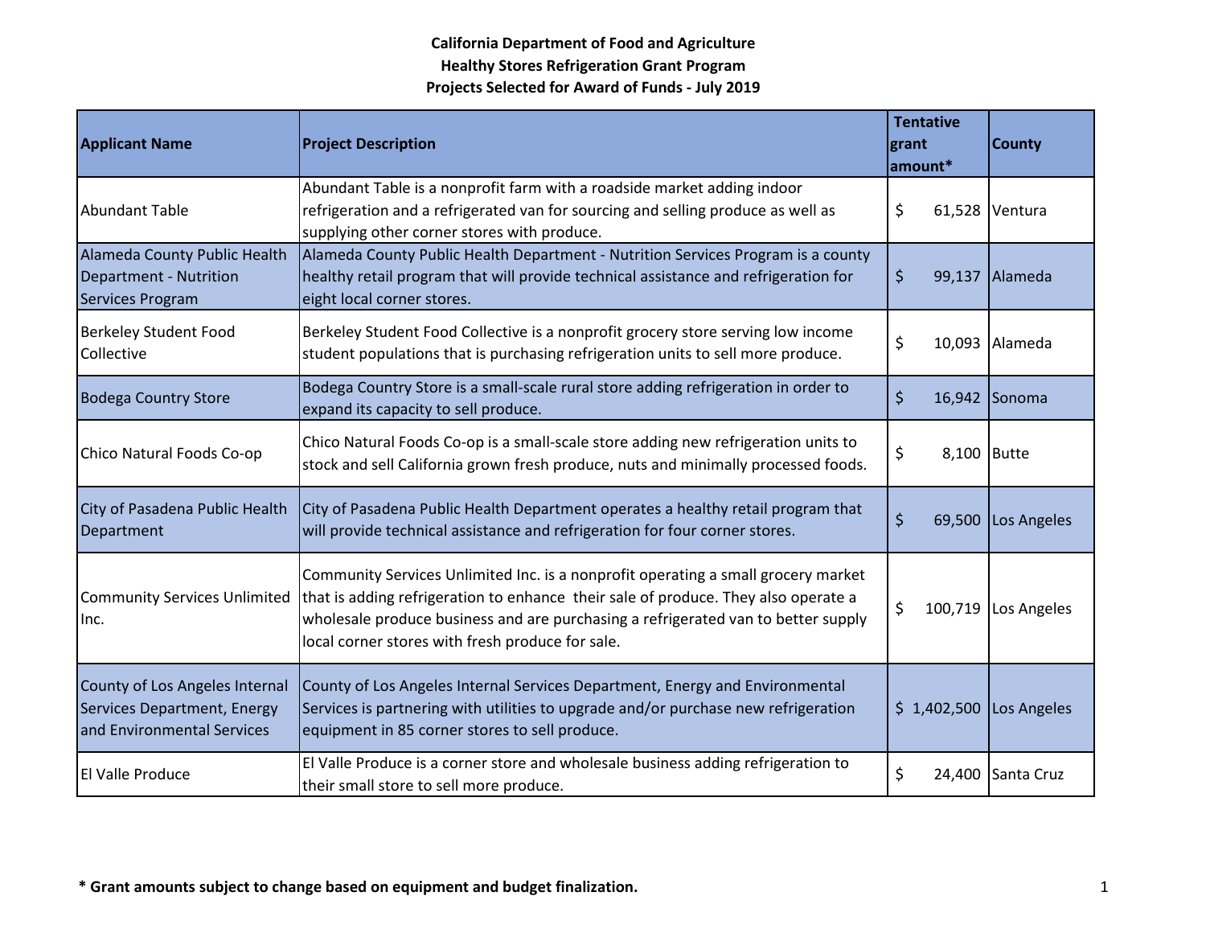**California Department of Food and Agriculture**
**Healthy Stores Refrigeration Grant Program**
**Projects Selected for Award of Funds - July 2019**

| Applicant Name | Project Description | Tentative grant amount* | County |
|---|---|---|---|
| Abundant Table | Abundant Table is a nonprofit farm with a roadside market adding indoor refrigeration and a refrigerated van for sourcing and selling produce as well as supplying other corner stores with produce. | $ 61,528 | Ventura |
| Alameda County Public Health Department - Nutrition Services Program | Alameda County Public Health Department - Nutrition Services Program is a county healthy retail program that will provide technical assistance and refrigeration for eight local corner stores. | $ 99,137 | Alameda |
| Berkeley Student Food Collective | Berkeley Student Food Collective is a nonprofit grocery store serving low income student populations that is purchasing refrigeration units to sell more produce. | $ 10,093 | Alameda |
| Bodega Country Store | Bodega Country Store is a small-scale rural store adding refrigeration in order to expand its capacity to sell produce. | $ 16,942 | Sonoma |
| Chico Natural Foods Co-op | Chico Natural Foods Co-op is a small-scale store adding new refrigeration units to stock and sell California grown fresh produce, nuts and minimally processed foods. | $ 8,100 | Butte |
| City of Pasadena Public Health Department | City of Pasadena Public Health Department operates a healthy retail program that will provide technical assistance and refrigeration for four corner stores. | $ 69,500 | Los Angeles |
| Community Services Unlimited Inc. | Community Services Unlimited Inc. is a nonprofit operating a small grocery market that is adding refrigeration to enhance their sale of produce. They also operate a wholesale produce business and are purchasing a refrigerated van to better supply local corner stores with fresh produce for sale. | $ 100,719 | Los Angeles |
| County of Los Angeles Internal Services Department, Energy and Environmental Services | County of Los Angeles Internal Services Department, Energy and Environmental Services is partnering with utilities to upgrade and/or purchase new refrigeration equipment in 85 corner stores to sell produce. | $ 1,402,500 | Los Angeles |
| El Valle Produce | El Valle Produce is a corner store and wholesale business adding refrigeration to their small store to sell more produce. | $ 24,400 | Santa Cruz |

**\* Grant amounts subject to change based on equipment and budget finalization.**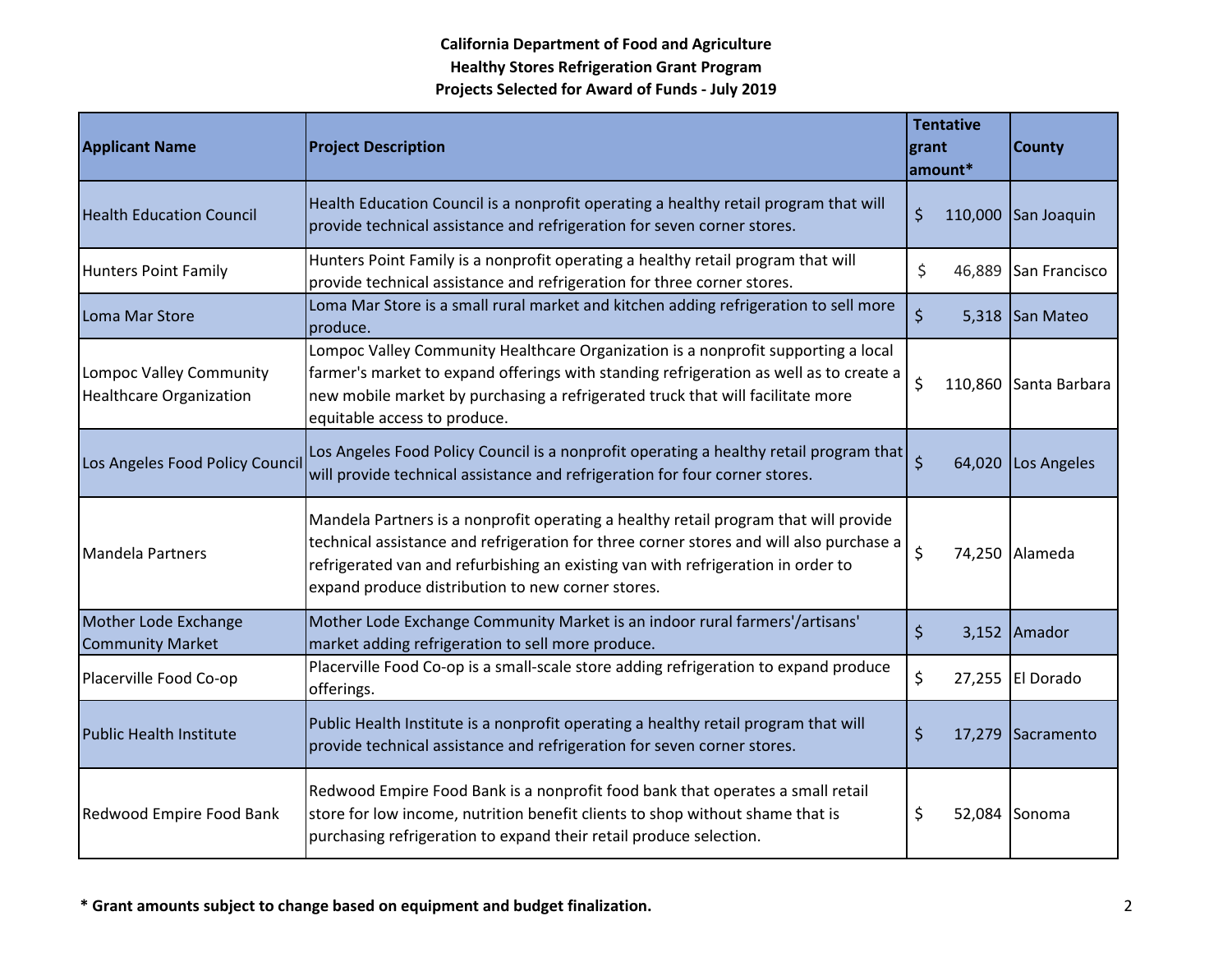**California Department of Food and Agriculture**
**Healthy Stores Refrigeration Grant Program**
**Projects Selected for Award of Funds - July 2019**

| Applicant Name | Project Description | Tentative grant amount* | County |
|---|---|---|---|
| Health Education Council | Health Education Council is a nonprofit operating a healthy retail program that will provide technical assistance and refrigeration for seven corner stores. | $ 110,000 | San Joaquin |
| Hunters Point Family | Hunters Point Family is a nonprofit operating a healthy retail program that will provide technical assistance and refrigeration for three corner stores. | $ 46,889 | San Francisco |
| Loma Mar Store | Loma Mar Store is a small rural market and kitchen adding refrigeration to sell more produce. | $ 5,318 | San Mateo |
| Lompoc Valley Community Healthcare Organization | Lompoc Valley Community Healthcare Organization is a nonprofit supporting a local farmer's market to expand offerings with standing refrigeration as well as to create a new mobile market by purchasing a refrigerated truck that will facilitate more equitable access to produce. | $ 110,860 | Santa Barbara |
| Los Angeles Food Policy Council | Los Angeles Food Policy Council is a nonprofit operating a healthy retail program that will provide technical assistance and refrigeration for four corner stores. | $ 64,020 | Los Angeles |
| Mandela Partners | Mandela Partners is a nonprofit operating a healthy retail program that will provide technical assistance and refrigeration for three corner stores and will also purchase a refrigerated van and refurbishing an existing van with refrigeration in order to expand produce distribution to new corner stores. | $ 74,250 | Alameda |
| Mother Lode Exchange Community Market | Mother Lode Exchange Community Market is an indoor rural farmers'/artisans' market adding refrigeration to sell more produce. | $ 3,152 | Amador |
| Placerville Food Co-op | Placerville Food Co-op is a small-scale store adding refrigeration to expand produce offerings. | $ 27,255 | El Dorado |
| Public Health Institute | Public Health Institute is a nonprofit operating a healthy retail program that will provide technical assistance and refrigeration for seven corner stores. | $ 17,279 | Sacramento |
| Redwood Empire Food Bank | Redwood Empire Food Bank is a nonprofit food bank that operates a small retail store for low income, nutrition benefit clients to shop without shame that is purchasing refrigeration to expand their retail produce selection. | $ 52,084 | Sonoma |

**\* Grant amounts subject to change based on equipment and budget finalization.**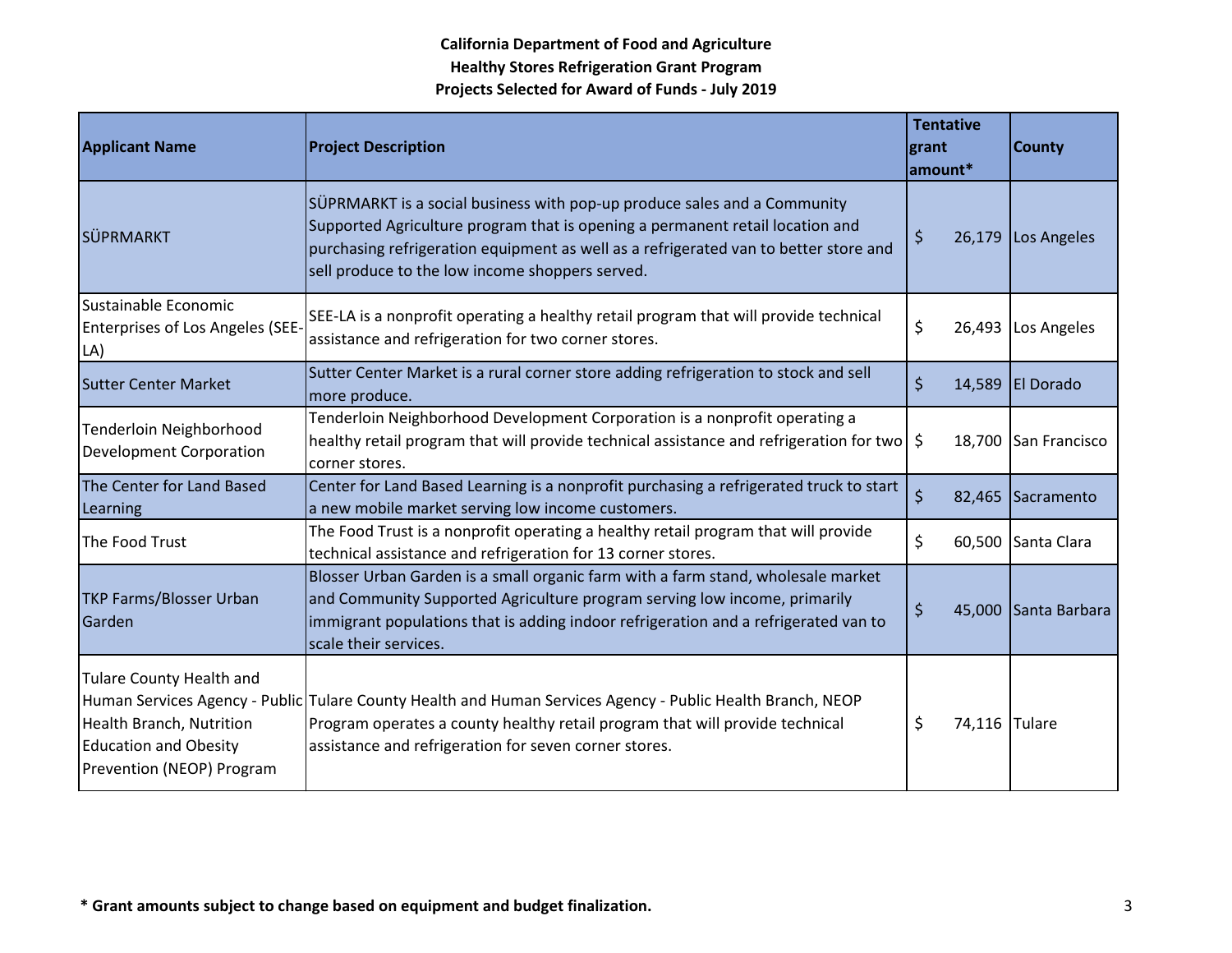**California Department of Food and Agriculture**
**Healthy Stores Refrigeration Grant Program**
**Projects Selected for Award of Funds - July 2019**

| Applicant Name | Project Description | Tentative grant amount* | County |
|---|---|---|---|
| SÜPRMARKT | SÜPRMARKT is a social business with pop-up produce sales and a Community Supported Agriculture program that is opening a permanent retail location and purchasing refrigeration equipment as well as a refrigerated van to better store and sell produce to the low income shoppers served. | $ 26,179 | Los Angeles |
| Sustainable Economic Enterprises of Los Angeles (SEE-LA) | SEE-LA is a nonprofit operating a healthy retail program that will provide technical assistance and refrigeration for two corner stores. | $ 26,493 | Los Angeles |
| Sutter Center Market | Sutter Center Market is a rural corner store adding refrigeration to stock and sell more produce. | $ 14,589 | El Dorado |
| Tenderloin Neighborhood Development Corporation | Tenderloin Neighborhood Development Corporation is a nonprofit operating a healthy retail program that will provide technical assistance and refrigeration for two corner stores. | $ 18,700 | San Francisco |
| The Center for Land Based Learning | Center for Land Based Learning is a nonprofit purchasing a refrigerated truck to start a new mobile market serving low income customers. | $ 82,465 | Sacramento |
| The Food Trust | The Food Trust is a nonprofit operating a healthy retail program that will provide technical assistance and refrigeration for 13 corner stores. | $ 60,500 | Santa Clara |
| TKP Farms/Blosser Urban Garden | Blosser Urban Garden is a small organic farm with a farm stand, wholesale market and Community Supported Agriculture program serving low income, primarily immigrant populations that is adding indoor refrigeration and a refrigerated van to scale their services. | $ 45,000 | Santa Barbara |
| Tulare County Health and Human Services Agency - Public Health Branch, Nutrition Education and Obesity Prevention (NEOP) Program | Tulare County Health and Human Services Agency - Public Health Branch, NEOP Program operates a county healthy retail program that will provide technical assistance and refrigeration for seven corner stores. | $ 74,116 | Tulare |

**\* Grant amounts subject to change based on equipment and budget finalization.**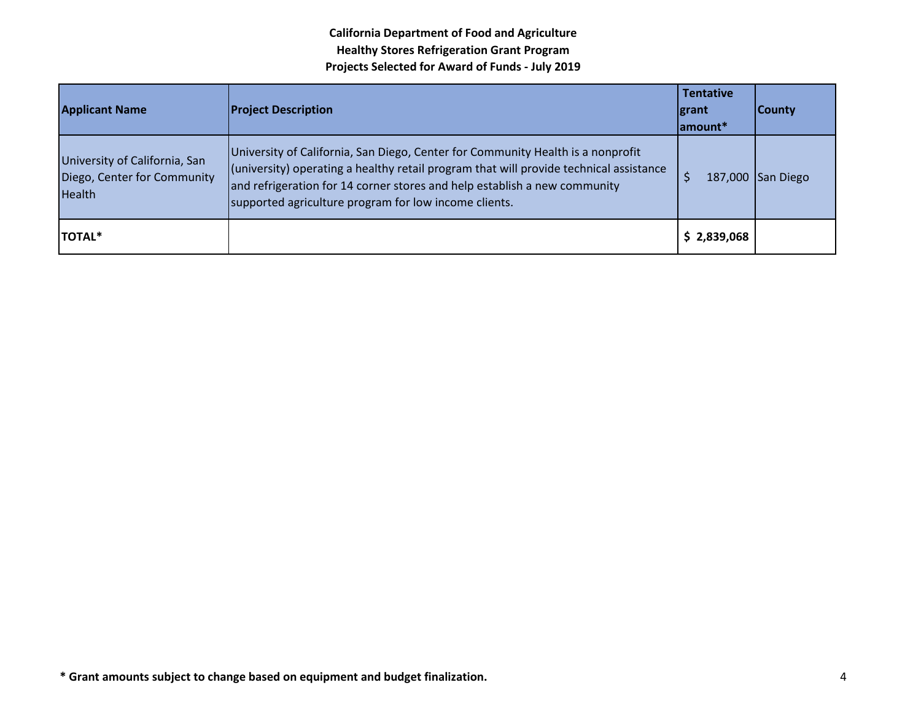**California Department of Food and Agriculture**
**Healthy Stores Refrigeration Grant Program**
**Projects Selected for Award of Funds - July 2019**

| Applicant Name | Project Description | Tentative grant amount* | County |
|---|---|---|---|
| University of California, San Diego, Center for Community Health | University of California, San Diego, Center for Community Health is a nonprofit (university) operating a healthy retail program that will provide technical assistance and refrigeration for 14 corner stores and help establish a new community supported agriculture program for low income clients. | $ 187,000 | San Diego |
| **TOTAL*** | | **$ 2,839,068** | |

**\* Grant amounts subject to change based on equipment and budget finalization.**